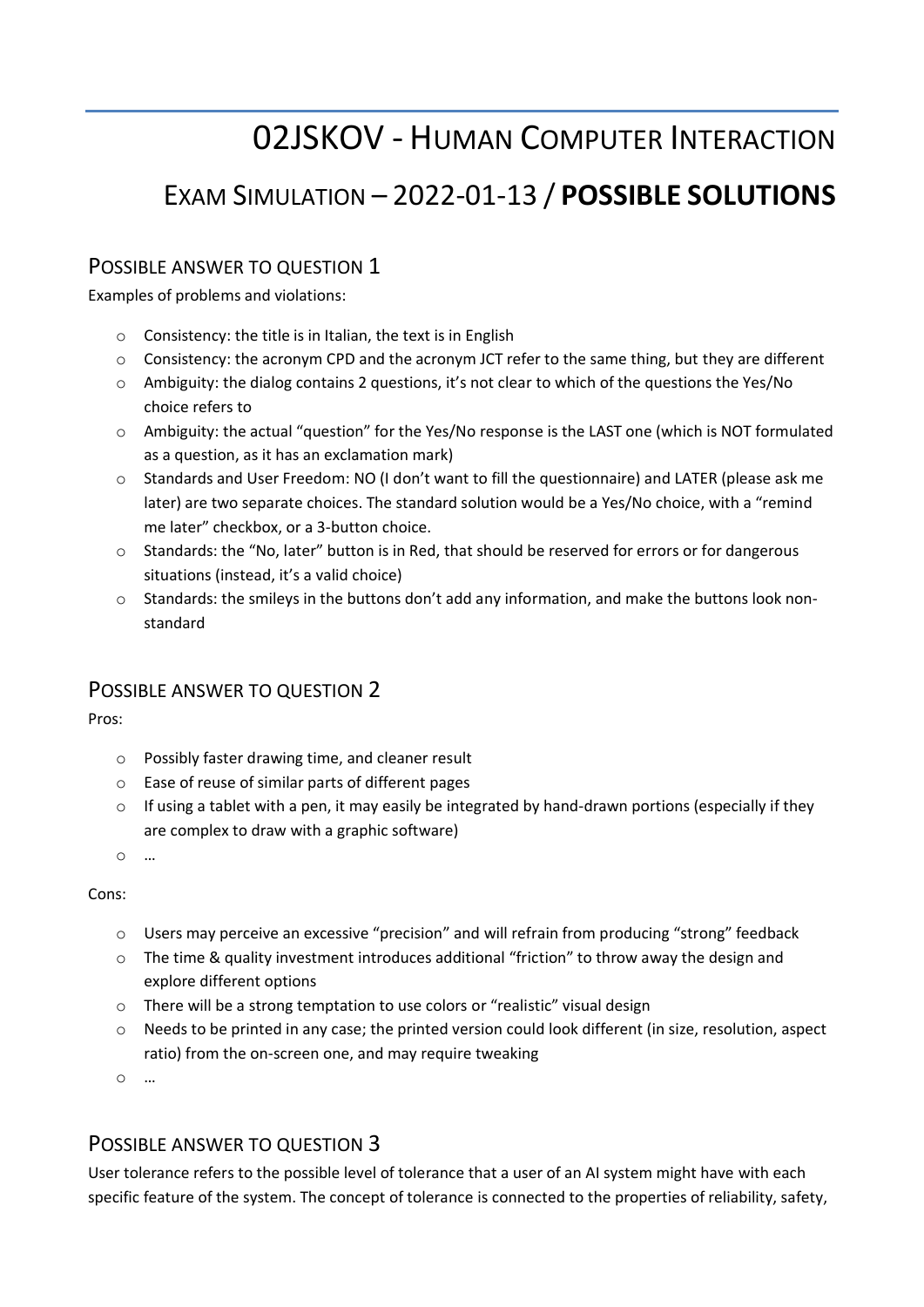# 02JSKOV - Human Computer Interaction

## Exam Simulation – 2022-01-13 / **POSSIBLE SOLUTIONS**

### Possible answer to question 1

Examples of problems and violations:

- Consistency: the title is in Italian, the text is in English
- Consistency: the acronym CPD and the acronym JCT refer to the same thing, but they are different
- Ambiguity: the dialog contains 2 questions, it's not clear to which of the questions the Yes/No choice refers to
- Ambiguity: the actual "question" for the Yes/No response is the LAST one (which is NOT formulated as a question, as it has an exclamation mark)
- Standards and User Freedom: NO (I don't want to fill the questionnaire) and LATER (please ask me later) are two separate choices. The standard solution would be a Yes/No choice, with a "remind me later" checkbox, or a 3-button choice.
- Standards: the "No, later" button is in Red, that should be reserved for errors or for dangerous situations (instead, it's a valid choice)
- Standards: the smileys in the buttons don't add any information, and make the buttons look non-standard

### Possible answer to question 2

Pros:

- Possibly faster drawing time, and cleaner result
- Ease of reuse of similar parts of different pages
- If using a tablet with a pen, it may easily be integrated by hand-drawn portions (especially if they are complex to draw with a graphic software)
- …

Cons:

- Users may perceive an excessive "precision" and will refrain from producing "strong" feedback
- The time & quality investment introduces additional "friction" to throw away the design and explore different options
- There will be a strong temptation to use colors or "realistic" visual design
- Needs to be printed in any case; the printed version could look different (in size, resolution, aspect ratio) from the on-screen one, and may require tweaking
- …

### Possible answer to question 3

User tolerance refers to the possible level of tolerance that a user of an AI system might have with each specific feature of the system. The concept of tolerance is connected to the properties of reliability, safety,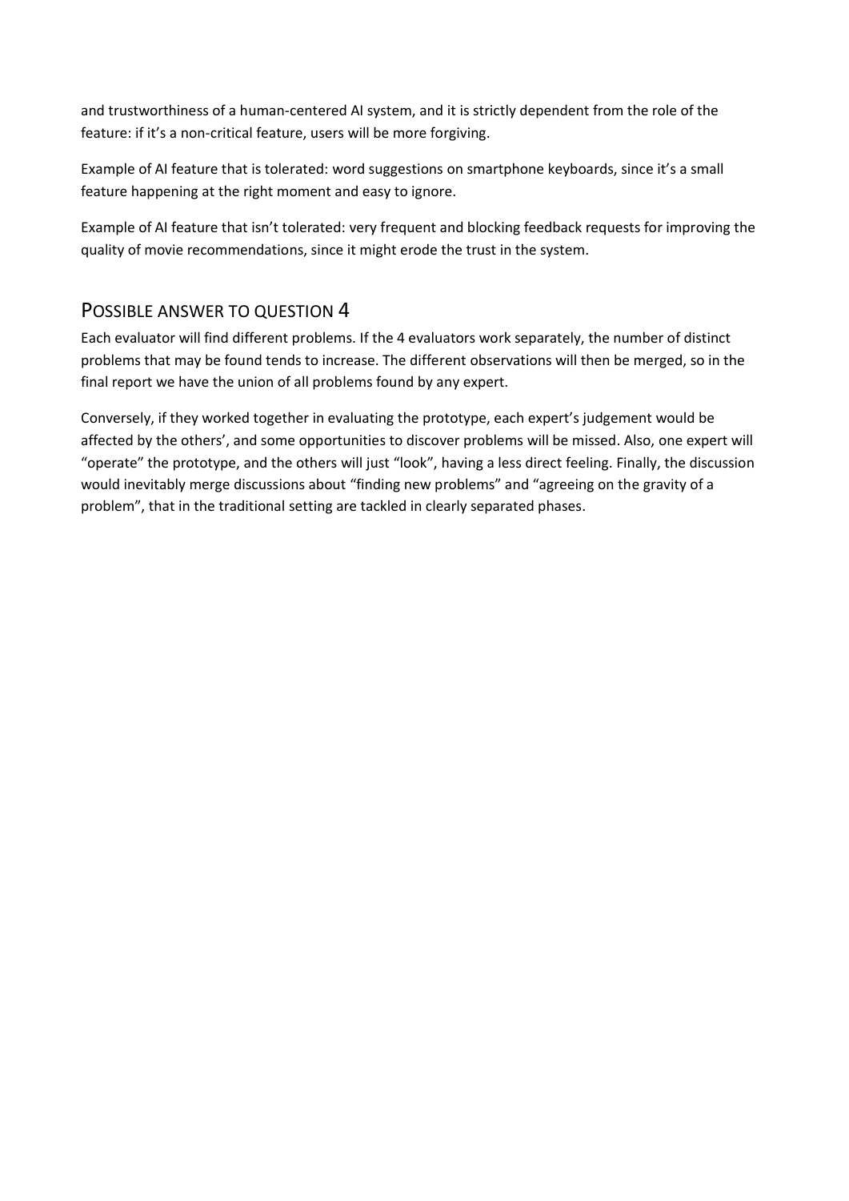and trustworthiness of a human-centered AI system, and it is strictly dependent from the role of the feature: if it's a non-critical feature, users will be more forgiving.

Example of AI feature that is tolerated: word suggestions on smartphone keyboards, since it's a small feature happening at the right moment and easy to ignore.

Example of AI feature that isn't tolerated: very frequent and blocking feedback requests for improving the quality of movie recommendations, since it might erode the trust in the system.

## POSSIBLE ANSWER TO QUESTION 4

Each evaluator will find different problems. If the 4 evaluators work separately, the number of distinct problems that may be found tends to increase. The different observations will then be merged, so in the final report we have the union of all problems found by any expert.

Conversely, if they worked together in evaluating the prototype, each expert's judgement would be affected by the others', and some opportunities to discover problems will be missed. Also, one expert will "operate" the prototype, and the others will just "look", having a less direct feeling. Finally, the discussion would inevitably merge discussions about "finding new problems" and "agreeing on the gravity of a problem", that in the traditional setting are tackled in clearly separated phases.